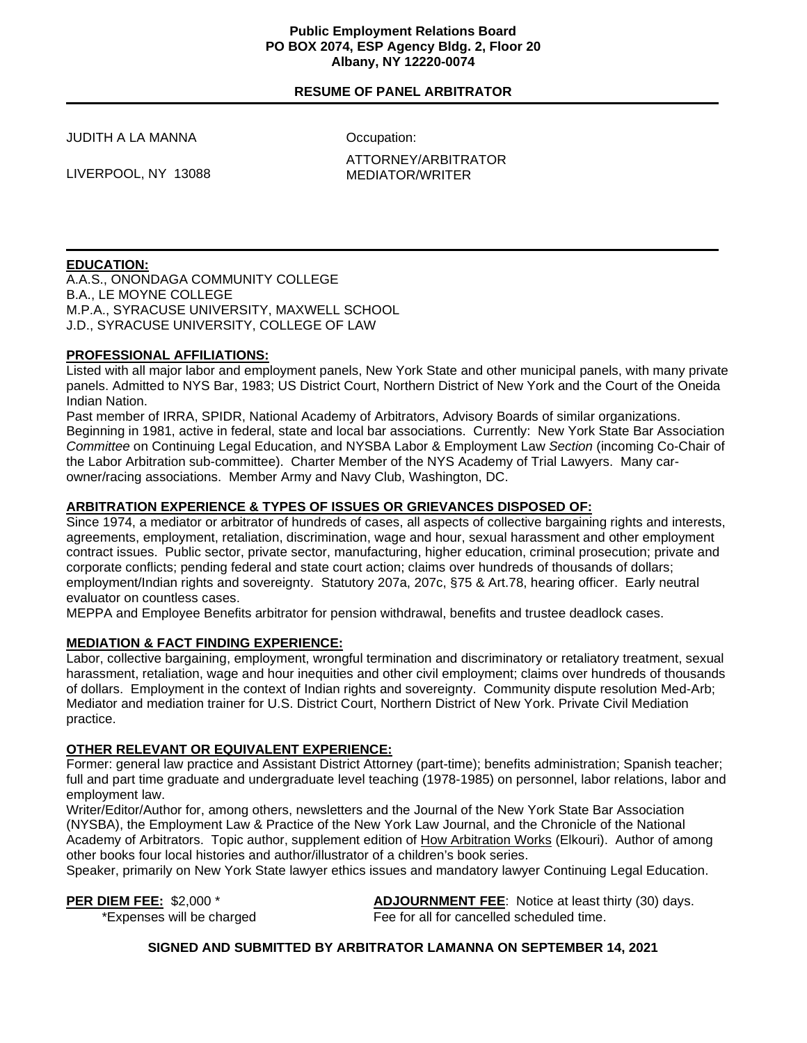**Public Employment Relations Board**
**PO BOX 2074, ESP Agency Bldg. 2, Floor 20**
**Albany, NY 12220-0074**

## RESUME OF PANEL ARBITRATOR

JUDITH A LA MANNA

LIVERPOOL, NY 13088

Occupation:

ATTORNEY/ARBITRATOR
MEDIATOR/WRITER

### EDUCATION:

A.A.S., ONONDAGA COMMUNITY COLLEGE
B.A., LE MOYNE COLLEGE
M.P.A., SYRACUSE UNIVERSITY, MAXWELL SCHOOL
J.D., SYRACUSE UNIVERSITY, COLLEGE OF LAW

### PROFESSIONAL AFFILIATIONS:

Listed with all major labor and employment panels, New York State and other municipal panels, with many private panels. Admitted to NYS Bar, 1983; US District Court, Northern District of New York and the Court of the Oneida Indian Nation.

Past member of IRRA, SPIDR, National Academy of Arbitrators, Advisory Boards of similar organizations. Beginning in 1981, active in federal, state and local bar associations. Currently: New York State Bar Association *Committee* on Continuing Legal Education, and NYSBA Labor & Employment Law *Section* (incoming Co-Chair of the Labor Arbitration sub-committee). Charter Member of the NYS Academy of Trial Lawyers. Many car-owner/racing associations. Member Army and Navy Club, Washington, DC.

### ARBITRATION EXPERIENCE & TYPES OF ISSUES OR GRIEVANCES DISPOSED OF:

Since 1974, a mediator or arbitrator of hundreds of cases, all aspects of collective bargaining rights and interests, agreements, employment, retaliation, discrimination, wage and hour, sexual harassment and other employment contract issues. Public sector, private sector, manufacturing, higher education, criminal prosecution; private and corporate conflicts; pending federal and state court action; claims over hundreds of thousands of dollars; employment/Indian rights and sovereignty. Statutory 207a, 207c, §75 & Art.78, hearing officer. Early neutral evaluator on countless cases.

MEPPA and Employee Benefits arbitrator for pension withdrawal, benefits and trustee deadlock cases.

### MEDIATION & FACT FINDING EXPERIENCE:

Labor, collective bargaining, employment, wrongful termination and discriminatory or retaliatory treatment, sexual harassment, retaliation, wage and hour inequities and other civil employment; claims over hundreds of thousands of dollars. Employment in the context of Indian rights and sovereignty. Community dispute resolution Med-Arb; Mediator and mediation trainer for U.S. District Court, Northern District of New York. Private Civil Mediation practice.

### OTHER RELEVANT OR EQUIVALENT EXPERIENCE:

Former: general law practice and Assistant District Attorney (part-time); benefits administration; Spanish teacher; full and part time graduate and undergraduate level teaching (1978-1985) on personnel, labor relations, labor and employment law.

Writer/Editor/Author for, among others, newsletters and the Journal of the New York State Bar Association (NYSBA), the Employment Law & Practice of the New York Law Journal, and the Chronicle of the National Academy of Arbitrators. Topic author, supplement edition of How Arbitration Works (Elkouri). Author of among other books four local histories and author/illustrator of a children's book series.

Speaker, primarily on New York State lawyer ethics issues and mandatory lawyer Continuing Legal Education.

**PER DIEM FEE:** $2,000 *
*Expenses will be charged

**ADJOURNMENT FEE**: Notice at least thirty (30) days. Fee for all for cancelled scheduled time.

**SIGNED AND SUBMITTED BY ARBITRATOR LAMANNA ON SEPTEMBER 14, 2021**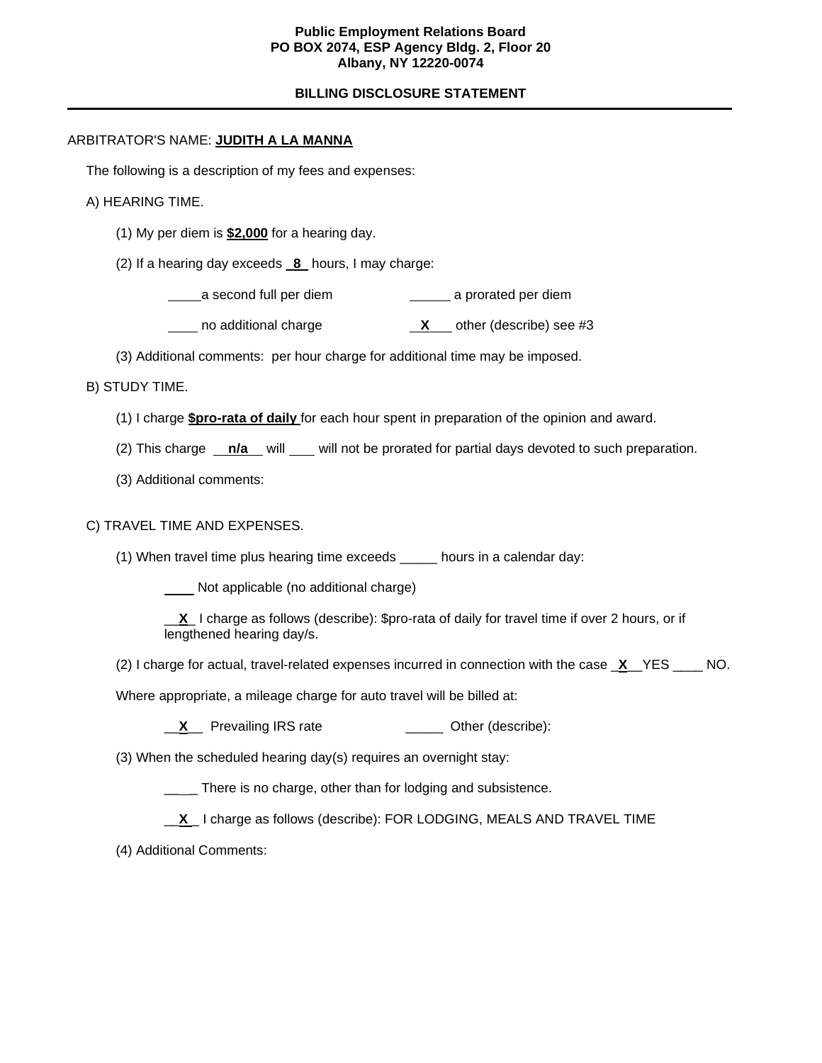**Public Employment Relations Board**
**PO BOX 2074, ESP Agency Bldg. 2, Floor 20**
**Albany, NY 12220-0074**

**BILLING DISCLOSURE STATEMENT**

---

ARBITRATOR'S NAME: **JUDITH A LA MANNA**

The following is a description of my fees and expenses:

A) HEARING TIME.

(1) My per diem is **$2,000** for a hearing day.

(2) If a hearing day exceeds **8** hours, I may charge:

____ a second full per diem　　　　____ a prorated per diem

____ no additional charge　　　　**X** other (describe) see #3

(3) Additional comments: per hour charge for additional time may be imposed.

B) STUDY TIME.

(1) I charge **$pro-rata of daily** for each hour spent in preparation of the opinion and award.

(2) This charge **n/a** will ____ will not be prorated for partial days devoted to such preparation.

(3) Additional comments:

C) TRAVEL TIME AND EXPENSES.

(1) When travel time plus hearing time exceeds _____ hours in a calendar day:

____ Not applicable (no additional charge)

**X** I charge as follows (describe): $pro-rata of daily for travel time if over 2 hours, or if lengthened hearing day/s.

(2) I charge for actual, travel-related expenses incurred in connection with the case **X** YES ____ NO.

Where appropriate, a mileage charge for auto travel will be billed at:

**X** Prevailing IRS rate　　　　_____ Other (describe):

(3) When the scheduled hearing day(s) requires an overnight stay:

____ There is no charge, other than for lodging and subsistence.

**X** I charge as follows (describe): FOR LODGING, MEALS AND TRAVEL TIME

(4) Additional Comments: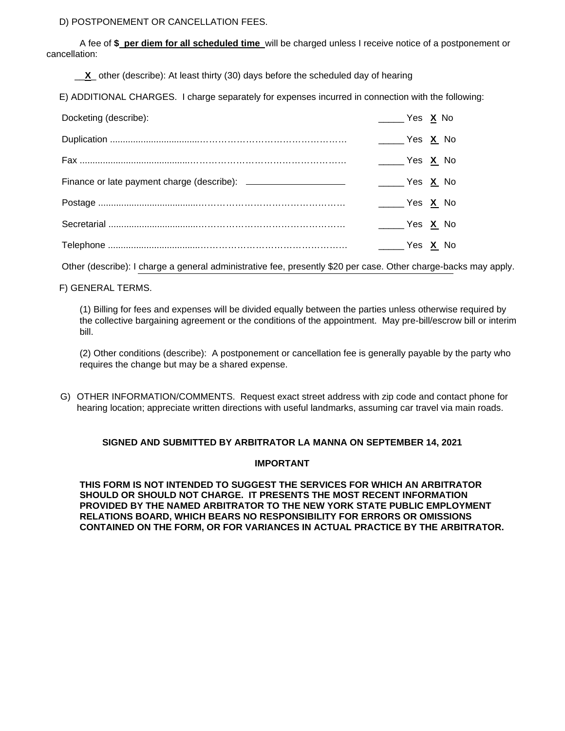D) POSTPONEMENT OR CANCELLATION FEES.

A fee of **$ per diem for all scheduled time** will be charged unless I receive notice of a postponement or cancellation:

__X_ other (describe): At least thirty (30) days before the scheduled day of hearing

E) ADDITIONAL CHARGES. I charge separately for expenses incurred in connection with the following:

| | |
|---|---|
| Docketing (describe): | _____ Yes X No |
| Duplication .......................................................... | _____ Yes X No |
| Fax .......................................................... | _____ Yes X No |
| Finance or late payment charge (describe): ____________ | _____ Yes X No |
| Postage .......................................................... | _____ Yes X No |
| Secretarial .......................................................... | _____ Yes X No |
| Telephone .......................................................... | _____ Yes X No |

Other (describe): I charge a general administrative fee, presently $20 per case. Other charge-backs may apply.

F) GENERAL TERMS.

(1) Billing for fees and expenses will be divided equally between the parties unless otherwise required by the collective bargaining agreement or the conditions of the appointment. May pre-bill/escrow bill or interim bill.

(2) Other conditions (describe): A postponement or cancellation fee is generally payable by the party who requires the change but may be a shared expense.

G) OTHER INFORMATION/COMMENTS. Request exact street address with zip code and contact phone for hearing location; appreciate written directions with useful landmarks, assuming car travel via main roads.

**SIGNED AND SUBMITTED BY ARBITRATOR LA MANNA ON SEPTEMBER 14, 2021**

**IMPORTANT**

**THIS FORM IS NOT INTENDED TO SUGGEST THE SERVICES FOR WHICH AN ARBITRATOR SHOULD OR SHOULD NOT CHARGE. IT PRESENTS THE MOST RECENT INFORMATION PROVIDED BY THE NAMED ARBITRATOR TO THE NEW YORK STATE PUBLIC EMPLOYMENT RELATIONS BOARD, WHICH BEARS NO RESPONSIBILITY FOR ERRORS OR OMISSIONS CONTAINED ON THE FORM, OR FOR VARIANCES IN ACTUAL PRACTICE BY THE ARBITRATOR.**